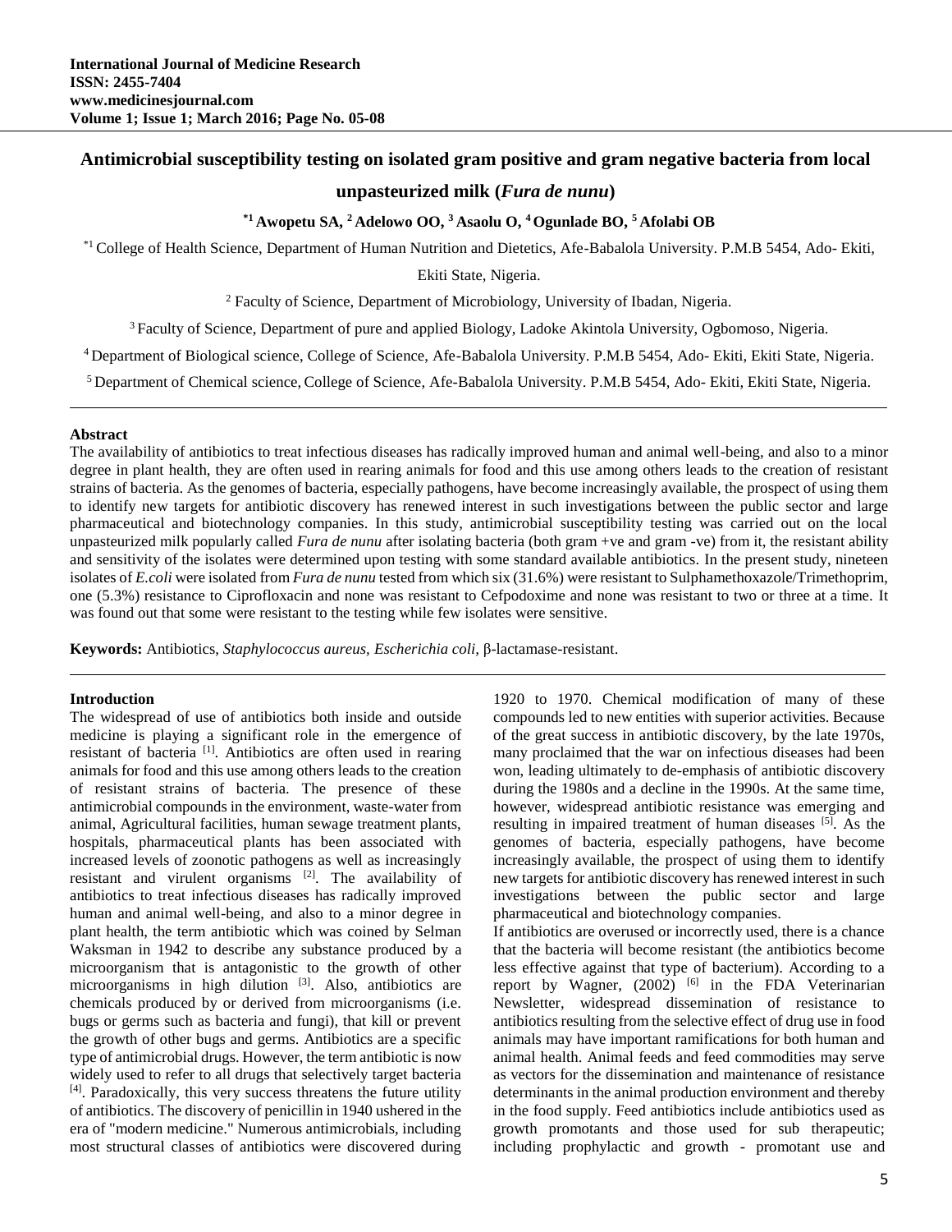**International Journal of Medicine Research**
**ISSN: 2455-7404**
**www.medicinesjournal.com**
**Volume 1; Issue 1; March 2016; Page No. 05-08**

# Antimicrobial susceptibility testing on isolated gram positive and gram negative bacteria from local unpasteurized milk (*Fura de nunu*)

**[*1] Awopetu SA, [2] Adelowo OO, [3] Asaolu O, [4] Ogunlade BO, [5] Afolabi OB**

[*1] College of Health Science, Department of Human Nutrition and Dietetics, Afe-Babalola University. P.M.B 5454, Ado- Ekiti, Ekiti State, Nigeria.

[2] Faculty of Science, Department of Microbiology, University of Ibadan, Nigeria.

[3] Faculty of Science, Department of pure and applied Biology, Ladoke Akintola University, Ogbomoso, Nigeria.

[4] Department of Biological science, College of Science, Afe-Babalola University. P.M.B 5454, Ado- Ekiti, Ekiti State, Nigeria.

[5] Department of Chemical science, College of Science, Afe-Babalola University. P.M.B 5454, Ado- Ekiti, Ekiti State, Nigeria.

### Abstract

The availability of antibiotics to treat infectious diseases has radically improved human and animal well-being, and also to a minor degree in plant health, they are often used in rearing animals for food and this use among others leads to the creation of resistant strains of bacteria. As the genomes of bacteria, especially pathogens, have become increasingly available, the prospect of using them to identify new targets for antibiotic discovery has renewed interest in such investigations between the public sector and large pharmaceutical and biotechnology companies. In this study, antimicrobial susceptibility testing was carried out on the local unpasteurized milk popularly called *Fura de nunu* after isolating bacteria (both gram +ve and gram -ve) from it, the resistant ability and sensitivity of the isolates were determined upon testing with some standard available antibiotics. In the present study, nineteen isolates of *E.coli* were isolated from *Fura de nunu* tested from which six (31.6%) were resistant to Sulphamethoxazole/Trimethoprim, one (5.3%) resistance to Ciprofloxacin and none was resistant to Cefpodoxime and none was resistant to two or three at a time. It was found out that some were resistant to the testing while few isolates were sensitive.

**Keywords:** Antibiotics, *Staphylococcus aureus, Escherichia coli,* β-lactamase-resistant.

### Introduction

The widespread of use of antibiotics both inside and outside medicine is playing a significant role in the emergence of resistant of bacteria [1]. Antibiotics are often used in rearing animals for food and this use among others leads to the creation of resistant strains of bacteria. The presence of these antimicrobial compounds in the environment, waste-water from animal, Agricultural facilities, human sewage treatment plants, hospitals, pharmaceutical plants has been associated with increased levels of zoonotic pathogens as well as increasingly resistant and virulent organisms [2]. The availability of antibiotics to treat infectious diseases has radically improved human and animal well-being, and also to a minor degree in plant health, the term antibiotic which was coined by Selman Waksman in 1942 to describe any substance produced by a microorganism that is antagonistic to the growth of other microorganisms in high dilution [3]. Also, antibiotics are chemicals produced by or derived from microorganisms (i.e. bugs or germs such as bacteria and fungi), that kill or prevent the growth of other bugs and germs. Antibiotics are a specific type of antimicrobial drugs. However, the term antibiotic is now widely used to refer to all drugs that selectively target bacteria [4]. Paradoxically, this very success threatens the future utility of antibiotics. The discovery of penicillin in 1940 ushered in the era of "modern medicine." Numerous antimicrobials, including most structural classes of antibiotics were discovered during 1920 to 1970. Chemical modification of many of these compounds led to new entities with superior activities. Because of the great success in antibiotic discovery, by the late 1970s, many proclaimed that the war on infectious diseases had been won, leading ultimately to de-emphasis of antibiotic discovery during the 1980s and a decline in the 1990s. At the same time, however, widespread antibiotic resistance was emerging and resulting in impaired treatment of human diseases [5]. As the genomes of bacteria, especially pathogens, have become increasingly available, the prospect of using them to identify new targets for antibiotic discovery has renewed interest in such investigations between the public sector and large pharmaceutical and biotechnology companies.

If antibiotics are overused or incorrectly used, there is a chance that the bacteria will become resistant (the antibiotics become less effective against that type of bacterium). According to a report by Wagner, (2002) [6] in the FDA Veterinarian Newsletter, widespread dissemination of resistance to antibiotics resulting from the selective effect of drug use in food animals may have important ramifications for both human and animal health. Animal feeds and feed commodities may serve as vectors for the dissemination and maintenance of resistance determinants in the animal production environment and thereby in the food supply. Feed antibiotics include antibiotics used as growth promotants and those used for sub therapeutic; including prophylactic and growth - promotant use and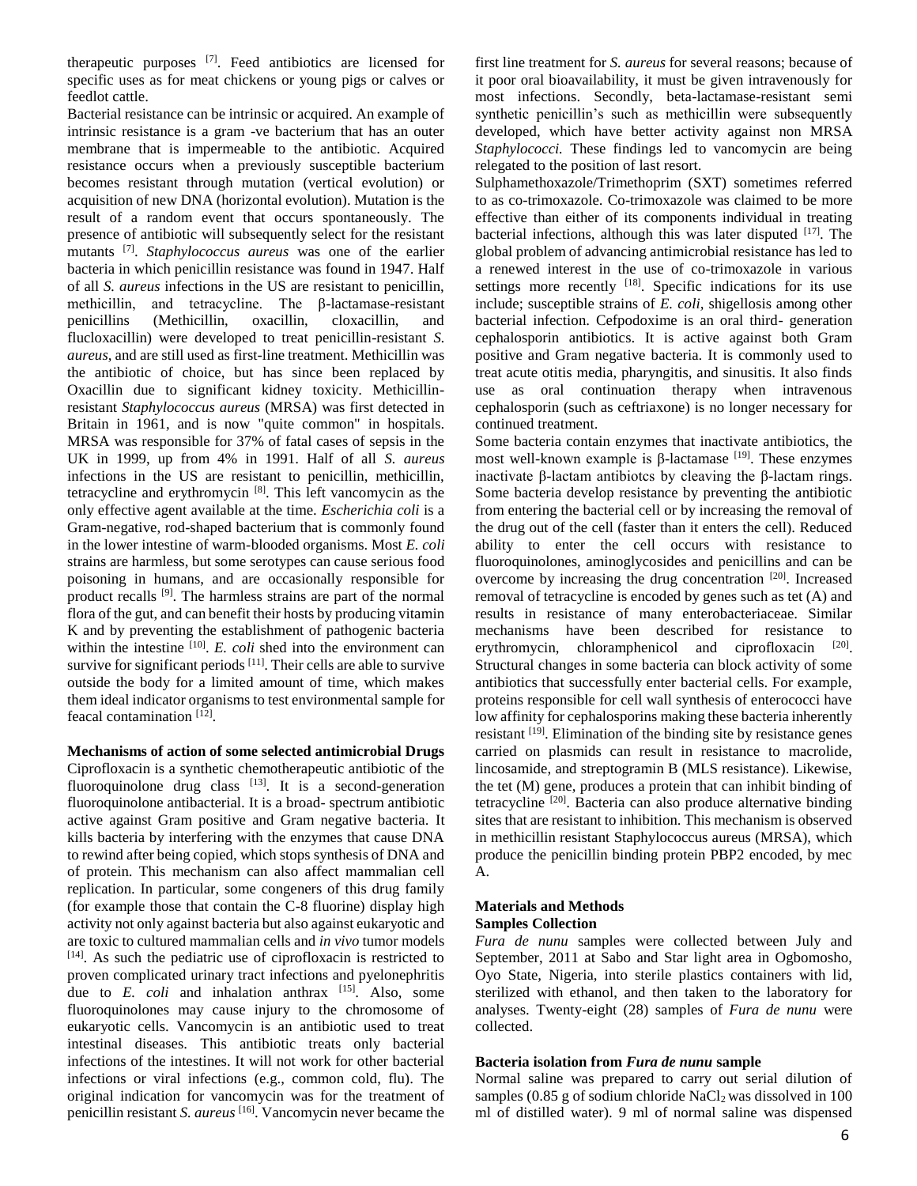therapeutic purposes [7]. Feed antibiotics are licensed for specific uses as for meat chickens or young pigs or calves or feedlot cattle.

Bacterial resistance can be intrinsic or acquired. An example of intrinsic resistance is a gram -ve bacterium that has an outer membrane that is impermeable to the antibiotic. Acquired resistance occurs when a previously susceptible bacterium becomes resistant through mutation (vertical evolution) or acquisition of new DNA (horizontal evolution). Mutation is the result of a random event that occurs spontaneously. The presence of antibiotic will subsequently select for the resistant mutants [7]. *Staphylococcus aureus* was one of the earlier bacteria in which penicillin resistance was found in 1947. Half of all *S. aureus* infections in the US are resistant to penicillin, methicillin, and tetracycline. The β-lactamase-resistant penicillins (Methicillin, oxacillin, cloxacillin, and flucloxacillin) were developed to treat penicillin-resistant *S. aureus*, and are still used as first-line treatment. Methicillin was the antibiotic of choice, but has since been replaced by Oxacillin due to significant kidney toxicity. Methicillin-resistant *Staphylococcus aureus* (MRSA) was first detected in Britain in 1961, and is now "quite common" in hospitals. MRSA was responsible for 37% of fatal cases of sepsis in the UK in 1999, up from 4% in 1991. Half of all *S. aureus* infections in the US are resistant to penicillin, methicillin, tetracycline and erythromycin [8]. This left vancomycin as the only effective agent available at the time. *Escherichia coli* is a Gram-negative, rod-shaped bacterium that is commonly found in the lower intestine of warm-blooded organisms. Most *E. coli* strains are harmless, but some serotypes can cause serious food poisoning in humans, and are occasionally responsible for product recalls [9]. The harmless strains are part of the normal flora of the gut, and can benefit their hosts by producing vitamin K and by preventing the establishment of pathogenic bacteria within the intestine [10]. *E. coli* shed into the environment can survive for significant periods [11]. Their cells are able to survive outside the body for a limited amount of time, which makes them ideal indicator organisms to test environmental sample for feacal contamination [12].

**Mechanisms of action of some selected antimicrobial Drugs**

Ciprofloxacin is a synthetic chemotherapeutic antibiotic of the fluoroquinolone drug class [13]. It is a second-generation fluoroquinolone antibacterial. It is a broad- spectrum antibiotic active against Gram positive and Gram negative bacteria. It kills bacteria by interfering with the enzymes that cause DNA to rewind after being copied, which stops synthesis of DNA and of protein. This mechanism can also affect mammalian cell replication. In particular, some congeners of this drug family (for example those that contain the C-8 fluorine) display high activity not only against bacteria but also against eukaryotic and are toxic to cultured mammalian cells and *in vivo* tumor models [14]. As such the pediatric use of ciprofloxacin is restricted to proven complicated urinary tract infections and pyelonephritis due to *E. coli* and inhalation anthrax [15]. Also, some fluoroquinolones may cause injury to the chromosome of eukaryotic cells. Vancomycin is an antibiotic used to treat intestinal diseases. This antibiotic treats only bacterial infections of the intestines. It will not work for other bacterial infections or viral infections (e.g., common cold, flu). The original indication for vancomycin was for the treatment of penicillin resistant *S. aureus* [16]. Vancomycin never became the first line treatment for *S. aureus* for several reasons; because of it poor oral bioavailability, it must be given intravenously for most infections. Secondly, beta-lactamase-resistant semi synthetic penicillin's such as methicillin were subsequently developed, which have better activity against non MRSA *Staphylococci.* These findings led to vancomycin are being relegated to the position of last resort.

Sulphamethoxazole/Trimethoprim (SXT) sometimes referred to as co-trimoxazole. Co-trimoxazole was claimed to be more effective than either of its components individual in treating bacterial infections, although this was later disputed [17]. The global problem of advancing antimicrobial resistance has led to a renewed interest in the use of co-trimoxazole in various settings more recently [18]. Specific indications for its use include; susceptible strains of *E. coli,* shigellosis among other bacterial infection. Cefpodoxime is an oral third- generation cephalosporin antibiotics. It is active against both Gram positive and Gram negative bacteria. It is commonly used to treat acute otitis media, pharyngitis, and sinusitis. It also finds use as oral continuation therapy when intravenous cephalosporin (such as ceftriaxone) is no longer necessary for continued treatment.

Some bacteria contain enzymes that inactivate antibiotics, the most well-known example is β-lactamase [19]. These enzymes inactivate β-lactam antibiotcs by cleaving the β-lactam rings. Some bacteria develop resistance by preventing the antibiotic from entering the bacterial cell or by increasing the removal of the drug out of the cell (faster than it enters the cell). Reduced ability to enter the cell occurs with resistance to fluoroquinolones, aminoglycosides and penicillins and can be overcome by increasing the drug concentration [20]. Increased removal of tetracycline is encoded by genes such as tet (A) and results in resistance of many enterobacteriaceae. Similar mechanisms have been described for resistance to erythromycin, chloramphenicol and ciprofloxacin [20]. Structural changes in some bacteria can block activity of some antibiotics that successfully enter bacterial cells. For example, proteins responsible for cell wall synthesis of enterococci have low affinity for cephalosporins making these bacteria inherently resistant [19]. Elimination of the binding site by resistance genes carried on plasmids can result in resistance to macrolide, lincosamide, and streptogramin B (MLS resistance). Likewise, the tet (M) gene, produces a protein that can inhibit binding of tetracycline [20]. Bacteria can also produce alternative binding sites that are resistant to inhibition. This mechanism is observed in methicillin resistant Staphylococcus aureus (MRSA), which produce the penicillin binding protein PBP2 encoded, by mec A.

## Materials and Methods

### Samples Collection

*Fura de nunu* samples were collected between July and September, 2011 at Sabo and Star light area in Ogbomosho, Oyo State, Nigeria, into sterile plastics containers with lid, sterilized with ethanol, and then taken to the laboratory for analyses. Twenty-eight (28) samples of *Fura de nunu* were collected.

### Bacteria isolation from *Fura de nunu* sample

Normal saline was prepared to carry out serial dilution of samples (0.85 g of sodium chloride $NaCl_2$ was dissolved in 100 ml of distilled water). 9 ml of normal saline was dispensed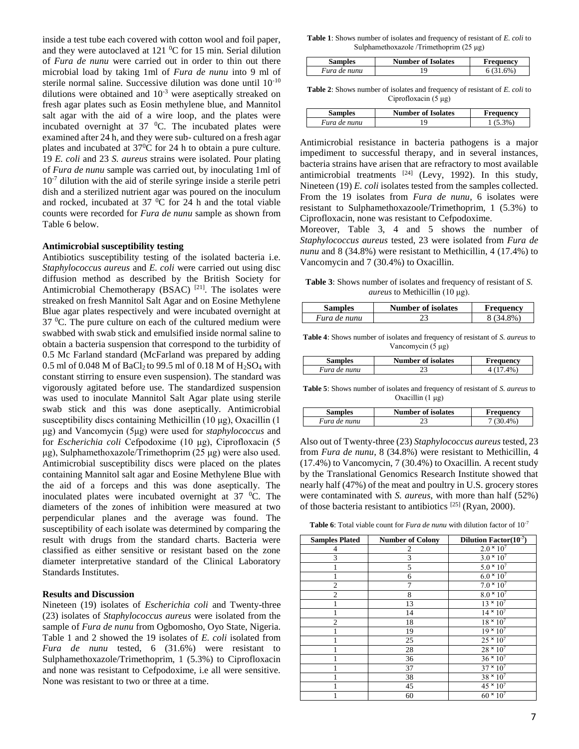inside a test tube each covered with cotton wool and foil paper, and they were autoclaved at 121 $^0$C for 15 min. Serial dilution of *Fura de nunu* were carried out in order to thin out there microbial load by taking 1ml of *Fura de nunu* into 9 ml of sterile normal saline. Successive dilution was done until $10^{-10}$ dilutions were obtained and $10^{-3}$ were aseptically streaked on fresh agar plates such as Eosin methylene blue, and Mannitol salt agar with the aid of a wire loop, and the plates were incubated overnight at 37 $^0$C. The incubated plates were examined after 24 h, and they were sub- cultured on a fresh agar plates and incubated at 37$^0$C for 24 h to obtain a pure culture. 19 *E. coli* and 23 *S. aureus* strains were isolated. Pour plating of *Fura de nunu* sample was carried out, by inoculating 1ml of $10^{-7}$ dilution with the aid of sterile syringe inside a sterile petri dish and a sterilized nutrient agar was poured on the inoculum and rocked, incubated at 37 $^0$C for 24 h and the total viable counts were recorded for *Fura de nunu* sample as shown from Table 6 below.

**Antimicrobial susceptibility testing**

Antibiotics susceptibility testing of the isolated bacteria i.e. *Staphylococcus aureus* and *E. coli* were carried out using disc diffusion method as described by the British Society for Antimicrobial Chemotherapy (BSAC) [21]. The isolates were streaked on fresh Mannitol Salt Agar and on Eosine Methylene Blue agar plates respectively and were incubated overnight at 37 $^0$C. The pure culture on each of the cultured medium were swabbed with swab stick and emulsified inside normal saline to obtain a bacteria suspension that correspond to the turbidity of 0.5 Mc Farland standard (McFarland was prepared by adding 0.5 ml of 0.048 M of $BaCl_2$ to 99.5 ml of 0.18 M of $H_2SO_4$ with constant stirring to ensure even suspension). The standard was vigorously agitated before use. The standardized suspension was used to inoculate Mannitol Salt Agar plate using sterile swab stick and this was done aseptically. Antimicrobial susceptibility discs containing Methicillin (10 µg), Oxacillin (1 µg) and Vancomycin (5µg) were used for *staphylococcus* and for *Escherichia coli* Cefpodoxime (10 µg), Ciprofloxacin (5 µg), Sulphamethoxazole/Trimethoprim (25 µg) were also used. Antimicrobial susceptibility discs were placed on the plates containing Mannitol salt agar and Eosine Methylene Blue with the aid of a forceps and this was done aseptically. The inoculated plates were incubated overnight at 37 $^0$C. The diameters of the zones of inhibition were measured at two perpendicular planes and the average was found. The susceptibility of each isolate was determined by comparing the result with drugs from the standard charts. Bacteria were classified as either sensitive or resistant based on the zone diameter interpretative standard of the Clinical Laboratory Standards Institutes.

**Results and Discussion**

Nineteen (19) isolates of *Escherichia coli* and Twenty-three (23) isolates of *Staphylococcus aureus* were isolated from the sample of *Fura de nunu* from Ogbomosho, Oyo State, Nigeria. Table 1 and 2 showed the 19 isolates of *E. coli* isolated from *Fura de nunu* tested, 6 (31.6%) were resistant to Sulphamethoxazole/Trimethoprim, 1 (5.3%) to Ciprofloxacin and none was resistant to Cefpodoxime, i.e all were sensitive. None was resistant to two or three at a time.

**Table 1**: Shows number of isolates and frequency of resistant of *E. coli* to Sulphamethoxazole /Trimethoprim (25 µg)

| Samples | Number of Isolates | Frequency |
|---|---|---|
| *Fura de nunu* | 19 | 6 (31.6%) |

**Table 2**: Shows number of isolates and frequency of resistant of *E. coli* to Ciprofloxacin (5 µg)

| Samples | Number of Isolates | Frequency |
|---|---|---|
| *Fura de nunu* | 19 | 1 (5.3%) |

Antimicrobial resistance in bacteria pathogens is a major impediment to successful therapy, and in several instances, bacteria strains have arisen that are refractory to most available antimicrobial treatments [24] (Levy, 1992). In this study, Nineteen (19) *E. coli* isolates tested from the samples collected. From the 19 isolates from *Fura de nunu*, 6 isolates were resistant to Sulphamethoxazoole/Trimethoprim, 1 (5.3%) to Ciprofloxacin, none was resistant to Cefpodoxime.

Moreover, Table 3, 4 and 5 shows the number of *Staphylococcus aureus* tested, 23 were isolated from *Fura de nunu* and 8 (34.8%) were resistant to Methicillin, 4 (17.4%) to Vancomycin and 7 (30.4%) to Oxacillin.

**Table 3**: Shows number of isolates and frequency of resistant of *S. aureus* to Methicillin (10 µg).

| Samples | Number of isolates | Frequency |
|---|---|---|
| *Fura de nunu* | 23 | 8 (34.8%) |

**Table 4**: Shows number of isolates and frequency of resistant of *S. aureus* to Vancomycin (5 µg)

| Samples | Number of isolates | Frequency |
|---|---|---|
| *Fura de nunu* | 23 | 4 (17.4%) |

**Table 5**: Shows number of isolates and frequency of resistant of *S. aureus* to Oxacillin (1 µg)

| Samples | Number of isolates | Frequency |
|---|---|---|
| *Fura de nunu* | 23 | 7 (30.4%) |

Also out of Twenty-three (23) *Staphylococcus aureus* tested, 23 from *Fura de nunu*, 8 (34.8%) were resistant to Methicillin, 4 (17.4%) to Vancomycin, 7 (30.4%) to Oxacillin. A recent study by the Translational Genomics Research Institute showed that nearly half (47%) of the meat and poultry in U.S. grocery stores were contaminated with *S. aureus*, with more than half (52%) of those bacteria resistant to antibiotics [25] (Ryan, 2000).

**Table 6**: Total viable count for *Fura de nunu* with dilution factor of $10^{-7}$

| Samples Plated | Number of Colony | Dilution Factor($10^{-7}$) |
|---|---|---|
| 4 | 2 | $2.0 \times 10^7$ |
| 3 | 3 | $3.0 \times 10^7$ |
| 1 | 5 | $5.0 \times 10^7$ |
| 1 | 6 | $6.0 \times 10^7$ |
| 2 | 7 | $7.0 \times 10^7$ |
| 2 | 8 | $8.0 \times 10^7$ |
| 1 | 13 | $13 \times 10^7$ |
| 1 | 14 | $14 \times 10^7$ |
| 2 | 18 | $18 \times 10^7$ |
| 1 | 19 | $19 \times 10^7$ |
| 1 | 25 | $25 \times 10^7$ |
| 1 | 28 | $28 \times 10^7$ |
| 1 | 36 | $36 \times 10^7$ |
| 1 | 37 | $37 \times 10^7$ |
| 1 | 38 | $38 \times 10^7$ |
| 1 | 45 | $45 \times 10^7$ |
| 1 | 60 | $60 \times 10^7$ |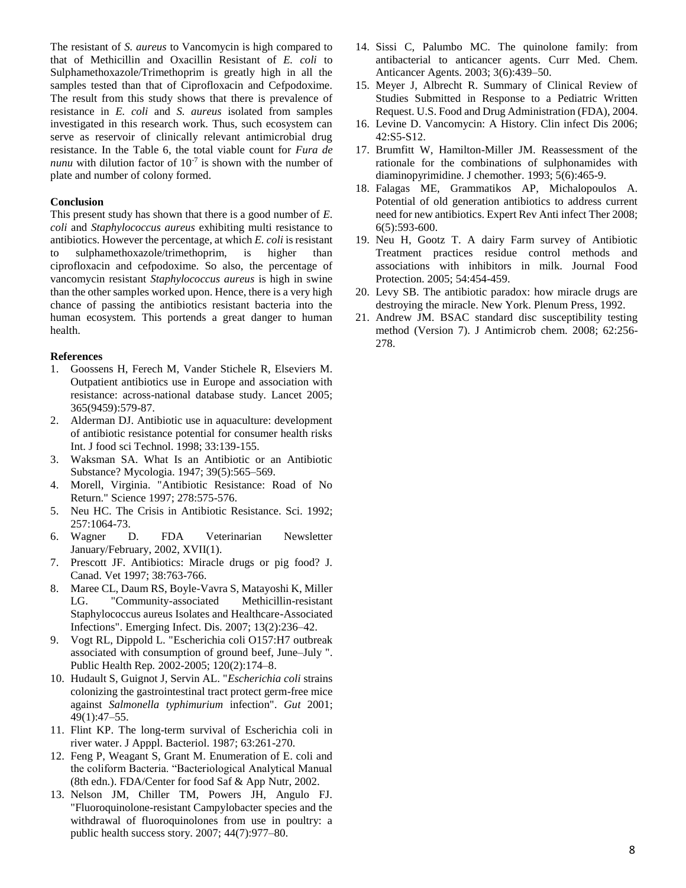The resistant of *S. aureus* to Vancomycin is high compared to that of Methicillin and Oxacillin Resistant of *E. coli* to Sulphamethoxazole/Trimethoprim is greatly high in all the samples tested than that of Ciprofloxacin and Cefpodoxime. The result from this study shows that there is prevalence of resistance in *E. coli* and *S. aureus* isolated from samples investigated in this research work. Thus, such ecosystem can serve as reservoir of clinically relevant antimicrobial drug resistance. In the Table 6, the total viable count for *Fura de nunu* with dilution factor of $10^{-7}$ is shown with the number of plate and number of colony formed.

**Conclusion**

This present study has shown that there is a good number of *E. coli* and *Staphylococcus aureus* exhibiting multi resistance to antibiotics. However the percentage, at which *E. coli* is resistant to sulphamethoxazole/trimethoprim, is higher than ciprofloxacin and cefpodoxime. So also, the percentage of vancomycin resistant *Staphylococcus aureus* is high in swine than the other samples worked upon. Hence, there is a very high chance of passing the antibiotics resistant bacteria into the human ecosystem. This portends a great danger to human health.

**References**

1. Goossens H, Ferech M, Vander Stichele R, Elseviers M. Outpatient antibiotics use in Europe and association with resistance: across-national database study. Lancet 2005; 365(9459):579-87.
2. Alderman DJ. Antibiotic use in aquaculture: development of antibiotic resistance potential for consumer health risks Int. J food sci Technol. 1998; 33:139-155.
3. Waksman SA. What Is an Antibiotic or an Antibiotic Substance? Mycologia. 1947; 39(5):565–569.
4. Morell, Virginia. "Antibiotic Resistance: Road of No Return." Science 1997; 278:575-576.
5. Neu HC. The Crisis in Antibiotic Resistance. Sci. 1992; 257:1064-73.
6. Wagner D. FDA Veterinarian Newsletter January/February, 2002, XVII(1).
7. Prescott JF. Antibiotics: Miracle drugs or pig food? J. Canad. Vet 1997; 38:763-766.
8. Maree CL, Daum RS, Boyle-Vavra S, Matayoshi K, Miller LG. "Community-associated Methicillin-resistant Staphylococcus aureus Isolates and Healthcare-Associated Infections". Emerging Infect. Dis. 2007; 13(2):236–42.
9. Vogt RL, Dippold L. "Escherichia coli O157:H7 outbreak associated with consumption of ground beef, June–July ". Public Health Rep. 2002-2005; 120(2):174–8.
10. Hudault S, Guignot J, Servin AL. "*Escherichia coli* strains colonizing the gastrointestinal tract protect germ-free mice against *Salmonella typhimurium* infection". *Gut* 2001; 49(1):47–55.
11. Flint KP. The long-term survival of Escherichia coli in river water. J Apppl. Bacteriol. 1987; 63:261-270.
12. Feng P, Weagant S, Grant M. Enumeration of E. coli and the coliform Bacteria. "Bacteriological Analytical Manual (8th edn.). FDA/Center for food Saf & App Nutr, 2002.
13. Nelson JM, Chiller TM, Powers JH, Angulo FJ. "Fluoroquinolone-resistant Campylobacter species and the withdrawal of fluoroquinolones from use in poultry: a public health success story. 2007; 44(7):977–80.
14. Sissi C, Palumbo MC. The quinolone family: from antibacterial to anticancer agents. Curr Med. Chem. Anticancer Agents. 2003; 3(6):439–50.
15. Meyer J, Albrecht R. Summary of Clinical Review of Studies Submitted in Response to a Pediatric Written Request. U.S. Food and Drug Administration (FDA), 2004.
16. Levine D. Vancomycin: A History. Clin infect Dis 2006; 42:S5-S12.
17. Brumfitt W, Hamilton-Miller JM. Reassessment of the rationale for the combinations of sulphonamides with diaminopyrimidine. J chemother. 1993; 5(6):465-9.
18. Falagas ME, Grammatikos AP, Michalopoulos A. Potential of old generation antibiotics to address current need for new antibiotics. Expert Rev Anti infect Ther 2008; 6(5):593-600.
19. Neu H, Gootz T. A dairy Farm survey of Antibiotic Treatment practices residue control methods and associations with inhibitors in milk. Journal Food Protection. 2005; 54:454-459.
20. Levy SB. The antibiotic paradox: how miracle drugs are destroying the miracle. New York. Plenum Press, 1992.
21. Andrew JM. BSAC standard disc susceptibility testing method (Version 7). J Antimicrob chem. 2008; 62:256-278.